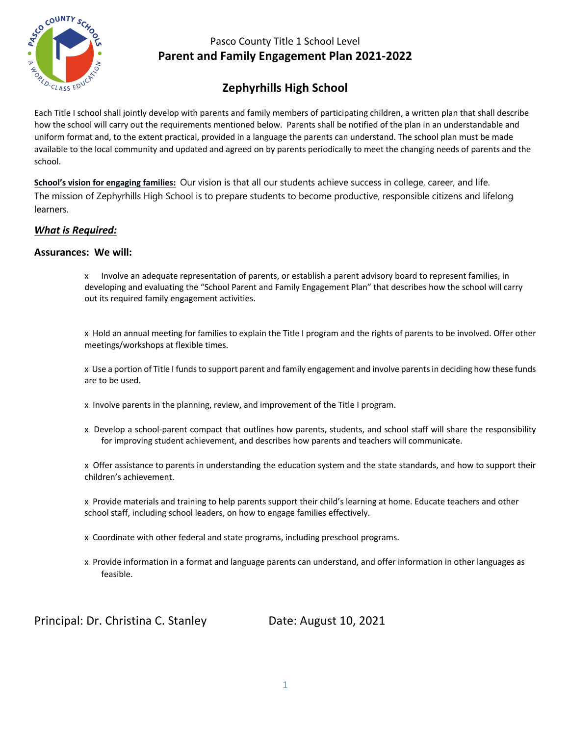Pasco County Title 1 School Level

# Parent and Family Engagement Plan 2021-2022

## Zephyrhills High School

Each Title I school shall jointly develop with parents and family members of participating children, a written plan that shall describe how the school will carry out the requirements mentioned below. Parents shall be notified of the plan in an understandable and uniform format and, to the extent practical, provided in a language the parents can understand. The school plan must be made available to the local community and updated and agreed on by parents periodically to meet the changing needs of parents and the school.

**School's vision for engaging families:** Our vision is that all our students achieve success in college, career, and life. The mission of Zephyrhills High School is to prepare students to become productive, responsible citizens and lifelong learners.

### ***What is Required:***

### Assurances: We will:

- Involve an adequate representation of parents, or establish a parent advisory board to represent families, in developing and evaluating the "School Parent and Family Engagement Plan" that describes how the school will carry out its required family engagement activities.
- Hold an annual meeting for families to explain the Title I program and the rights of parents to be involved. Offer other meetings/workshops at flexible times.
- Use a portion of Title I funds to support parent and family engagement and involve parents in deciding how these funds are to be used.
- Involve parents in the planning, review, and improvement of the Title I program.
- Develop a school-parent compact that outlines how parents, students, and school staff will share the responsibility for improving student achievement, and describes how parents and teachers will communicate.
- Offer assistance to parents in understanding the education system and the state standards, and how to support their children's achievement.
- Provide materials and training to help parents support their child's learning at home. Educate teachers and other school staff, including school leaders, on how to engage families effectively.
- Coordinate with other federal and state programs, including preschool programs.
- Provide information in a format and language parents can understand, and offer information in other languages as feasible.

Principal: Dr. Christina C. Stanley Date: August 10, 2021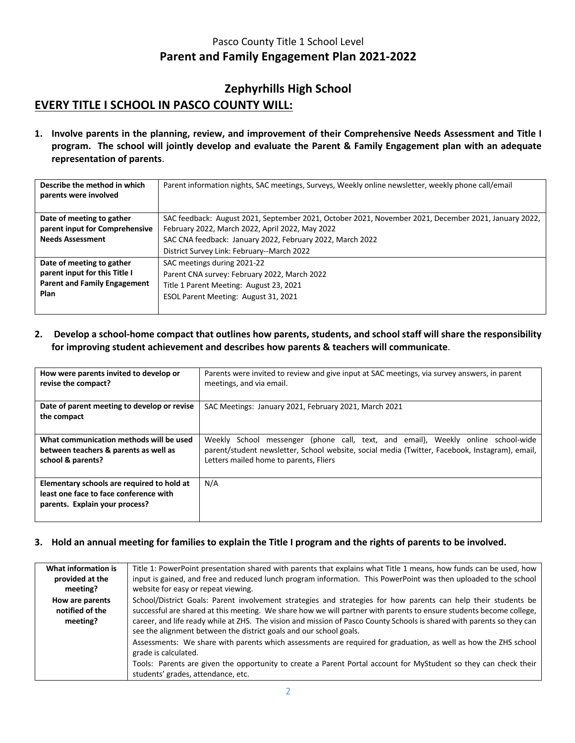Pasco County Title 1 School Level

# Parent and Family Engagement Plan 2021-2022

## Zephyrhills High School

## EVERY TITLE I SCHOOL IN PASCO COUNTY WILL:

**1. Involve parents in the planning, review, and improvement of their Comprehensive Needs Assessment and Title I program. The school will jointly develop and evaluate the Parent & Family Engagement plan with an adequate representation of parents**.

| | |
|---|---|
| **Describe the method in which parents were involved** | Parent information nights, SAC meetings, Surveys, Weekly online newsletter, weekly phone call/email |
| **Date of meeting to gather parent input for Comprehensive Needs Assessment** | SAC feedback: August 2021, September 2021, October 2021, November 2021, December 2021, January 2022, February 2022, March 2022, April 2022, May 2022<br>SAC CNA feedback: January 2022, February 2022, March 2022<br>District Survey Link: February--March 2022 |
| **Date of meeting to gather parent input for this Title I Parent and Family Engagement Plan** | SAC meetings during 2021-22<br>Parent CNA survey: February 2022, March 2022<br>Title 1 Parent Meeting: August 23, 2021<br>ESOL Parent Meeting: August 31, 2021 |

**2. Develop a school-home compact that outlines how parents, students, and school staff will share the responsibility for improving student achievement and describes how parents & teachers will communicate**.

| | |
|---|---|
| **How were parents invited to develop or revise the compact?** | Parents were invited to review and give input at SAC meetings, via survey answers, in parent meetings, and via email. |
| **Date of parent meeting to develop or revise the compact** | SAC Meetings: January 2021, February 2021, March 2021 |
| **What communication methods will be used between teachers & parents as well as school & parents?** | Weekly School messenger (phone call, text, and email), Weekly online school-wide parent/student newsletter, School website, social media (Twitter, Facebook, Instagram), email, Letters mailed home to parents, Fliers |
| **Elementary schools are required to hold at least one face to face conference with parents. Explain your process?** | N/A |

**3. Hold an annual meeting for families to explain the Title I program and the rights of parents to be involved.**

| | |
|---|---|
| **What information is provided at the meeting?**<br>**How are parents notified of the meeting?** | Title 1: PowerPoint presentation shared with parents that explains what Title 1 means, how funds can be used, how input is gained, and free and reduced lunch program information. This PowerPoint was then uploaded to the school website for easy or repeat viewing.<br>School/District Goals: Parent involvement strategies and strategies for how parents can help their students be successful are shared at this meeting. We share how we will partner with parents to ensure students become college, career, and life ready while at ZHS. The vision and mission of Pasco County Schools is shared with parents so they can see the alignment between the district goals and our school goals.<br>Assessments: We share with parents which assessments are required for graduation, as well as how the ZHS school grade is calculated.<br>Tools: Parents are given the opportunity to create a Parent Portal account for MyStudent so they can check their students' grades, attendance, etc. |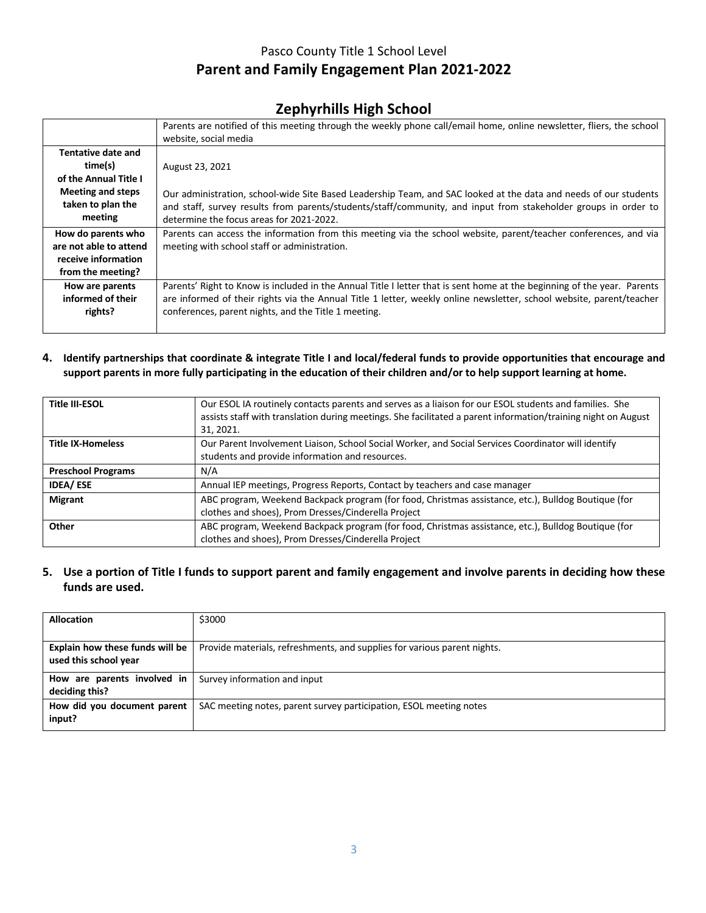Pasco County Title 1 School Level

# Parent and Family Engagement Plan 2021-2022

## Zephyrhills High School

| | |
|---|---|
| | Parents are notified of this meeting through the weekly phone call/email home, online newsletter, fliers, the school website, social media |
| **Tentative date and time(s) of the Annual Title I Meeting and steps taken to plan the meeting** | August 23, 2021<br><br>Our administration, school-wide Site Based Leadership Team, and SAC looked at the data and needs of our students and staff, survey results from parents/students/staff/community, and input from stakeholder groups in order to determine the focus areas for 2021-2022. |
| **How do parents who are not able to attend receive information from the meeting?** | Parents can access the information from this meeting via the school website, parent/teacher conferences, and via meeting with school staff or administration. |
| **How are parents informed of their rights?** | Parents' Right to Know is included in the Annual Title I letter that is sent home at the beginning of the year. Parents are informed of their rights via the Annual Title 1 letter, weekly online newsletter, school website, parent/teacher conferences, parent nights, and the Title 1 meeting. |

**4. Identify partnerships that coordinate & integrate Title I and local/federal funds to provide opportunities that encourage and support parents in more fully participating in the education of their children and/or to help support learning at home.**

| | |
|---|---|
| **Title III-ESOL** | Our ESOL IA routinely contacts parents and serves as a liaison for our ESOL students and families. She assists staff with translation during meetings. She facilitated a parent information/training night on August 31, 2021. |
| **Title IX-Homeless** | Our Parent Involvement Liaison, School Social Worker, and Social Services Coordinator will identify students and provide information and resources. |
| **Preschool Programs** | N/A |
| **IDEA/ ESE** | Annual IEP meetings, Progress Reports, Contact by teachers and case manager |
| **Migrant** | ABC program, Weekend Backpack program (for food, Christmas assistance, etc.), Bulldog Boutique (for clothes and shoes), Prom Dresses/Cinderella Project |
| **Other** | ABC program, Weekend Backpack program (for food, Christmas assistance, etc.), Bulldog Boutique (for clothes and shoes), Prom Dresses/Cinderella Project |

**5. Use a portion of Title I funds to support parent and family engagement and involve parents in deciding how these funds are used.**

| | |
|---|---|
| **Allocation** | $3000 |
| **Explain how these funds will be used this school year** | Provide materials, refreshments, and supplies for various parent nights. |
| **How are parents involved in deciding this?** | Survey information and input |
| **How did you document parent input?** | SAC meeting notes, parent survey participation, ESOL meeting notes |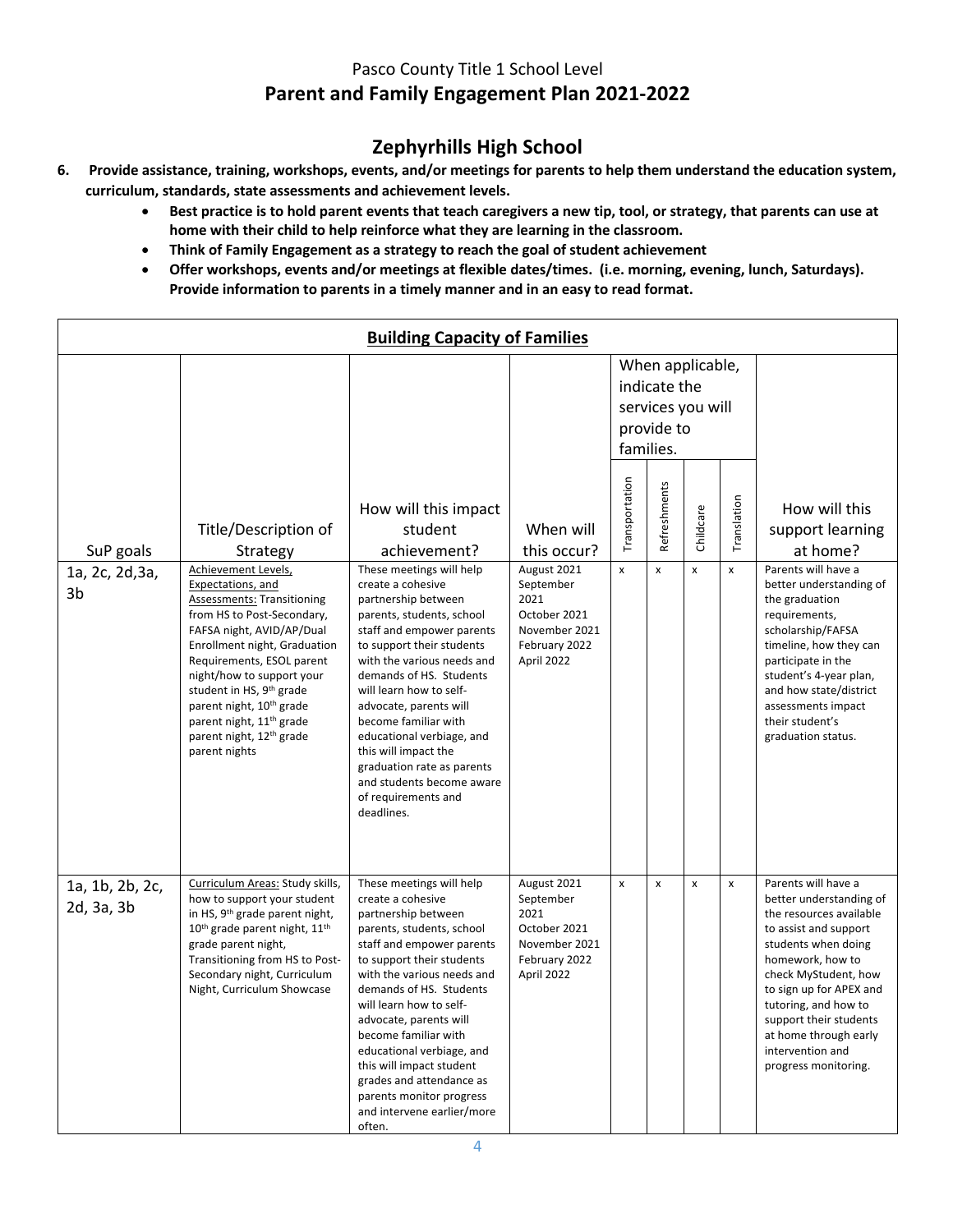Pasco County Title 1 School Level

# Parent and Family Engagement Plan 2021-2022

## Zephyrhills High School

**6. Provide assistance, training, workshops, events, and/or meetings for parents to help them understand the education system, curriculum, standards, state assessments and achievement levels.**

- **Best practice is to hold parent events that teach caregivers a new tip, tool, or strategy, that parents can use at home with their child to help reinforce what they are learning in the classroom.**
- **Think of Family Engagement as a strategy to reach the goal of student achievement**
- **Offer workshops, events and/or meetings at flexible dates/times. (i.e. morning, evening, lunch, Saturdays). Provide information to parents in a timely manner and in an easy to read format.**

| **Building Capacity of Families** | | | | | | | | |
|---|---|---|---|---|---|---|---|---|
| | | | | When applicable, indicate the services you will provide to families. | | | | |
| SuP goals | Title/Description of Strategy | How will this impact student achievement? | When will this occur? | Transportation | Refreshments | Childcare | Translation | How will this support learning at home? |
| 1a, 2c, 2d,3a, 3b | Achievement Levels, Expectations, and Assessments: Transitioning from HS to Post-Secondary, FAFSA night, AVID/AP/Dual Enrollment night, Graduation Requirements, ESOL parent night/how to support your student in HS, 9th grade parent night, 10th grade parent night, 11th grade parent night, 12th grade parent nights | These meetings will help create a cohesive partnership between parents, students, school staff and empower parents to support their students with the various needs and demands of HS. Students will learn how to self-advocate, parents will become familiar with educational verbiage, and this will impact the graduation rate as parents and students become aware of requirements and deadlines. | August 2021<br>September 2021<br>October 2021<br>November 2021<br>February 2022<br>April 2022 | x | x | x | x | Parents will have a better understanding of the graduation requirements, scholarship/FAFSA timeline, how they can participate in the student's 4-year plan, and how state/district assessments impact their student's graduation status. |
| 1a, 1b, 2b, 2c, 2d, 3a, 3b | Curriculum Areas: Study skills, how to support your student in HS, 9th grade parent night, 10th grade parent night, 11th grade parent night, Transitioning from HS to Post-Secondary night, Curriculum Night, Curriculum Showcase | These meetings will help create a cohesive partnership between parents, students, school staff and empower parents to support their students with the various needs and demands of HS. Students will learn how to self-advocate, parents will become familiar with educational verbiage, and this will impact student grades and attendance as parents monitor progress and intervene earlier/more often. | August 2021<br>September 2021<br>October 2021<br>November 2021<br>February 2022<br>April 2022 | x | x | x | x | Parents will have a better understanding of the resources available to assist and support students when doing homework, how to check MyStudent, how to sign up for APEX and tutoring, and how to support their students at home through early intervention and progress monitoring. |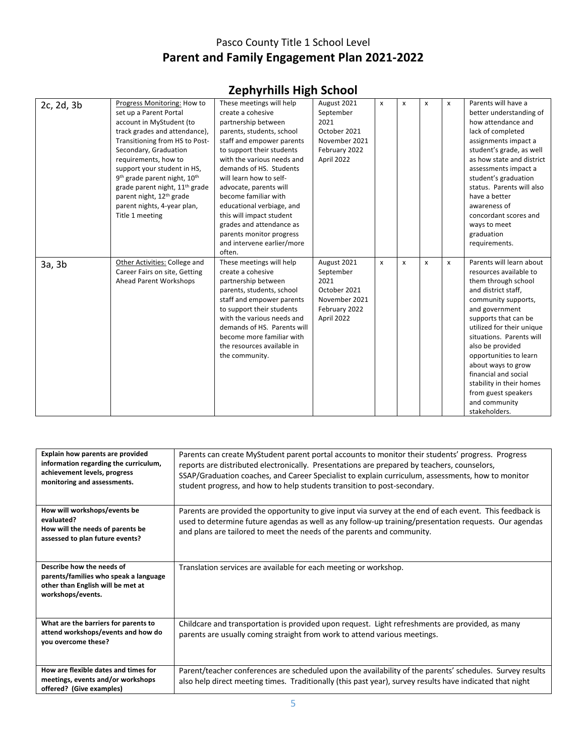Pasco County Title 1 School Level

# Parent and Family Engagement Plan 2021-2022

## Zephyrhills High School

| | | | | | | | | |
|---|---|---|---|---|---|---|---|---|
| 2c, 2d, 3b | Progress Monitoring: How to set up a Parent Portal account in MyStudent (to track grades and attendance), Transitioning from HS to Post-Secondary, Graduation requirements, how to support your student in HS, 9th grade parent night, 10th grade parent night, 11th grade parent night, 12th grade parent nights, 4-year plan, Title 1 meeting | These meetings will help create a cohesive partnership between parents, students, school staff and empower parents to support their students with the various needs and demands of HS. Students will learn how to self-advocate, parents will become familiar with educational verbiage, and this will impact student grades and attendance as parents monitor progress and intervene earlier/more often. | August 2021 September 2021 October 2021 November 2021 February 2022 April 2022 | x | x | x | x | Parents will have a better understanding of how attendance and lack of completed assignments impact a student's grade, as well as how state and district assessments impact a student's graduation status. Parents will also have a better awareness of concordant scores and ways to meet graduation requirements. |
| 3a, 3b | Other Activities: College and Career Fairs on site, Getting Ahead Parent Workshops | These meetings will help create a cohesive partnership between parents, students, school staff and empower parents to support their students with the various needs and demands of HS. Parents will become more familiar with the resources available in the community. | August 2021 September 2021 October 2021 November 2021 February 2022 April 2022 | x | x | x | x | Parents will learn about resources available to them through school and district staff, community supports, and government supports that can be utilized for their unique situations. Parents will also be provided opportunities to learn about ways to grow financial and social stability in their homes from guest speakers and community stakeholders. |

| | |
|---|---|
| **Explain how parents are provided information regarding the curriculum, achievement levels, progress monitoring and assessments.** | Parents can create MyStudent parent portal accounts to monitor their students' progress. Progress reports are distributed electronically. Presentations are prepared by teachers, counselors, SSAP/Graduation coaches, and Career Specialist to explain curriculum, assessments, how to monitor student progress, and how to help students transition to post-secondary. |
| **How will workshops/events be evaluated? How will the needs of parents be assessed to plan future events?** | Parents are provided the opportunity to give input via survey at the end of each event. This feedback is used to determine future agendas as well as any follow-up training/presentation requests. Our agendas and plans are tailored to meet the needs of the parents and community. |
| **Describe how the needs of parents/families who speak a language other than English will be met at workshops/events.** | Translation services are available for each meeting or workshop. |
| **What are the barriers for parents to attend workshops/events and how do you overcome these?** | Childcare and transportation is provided upon request. Light refreshments are provided, as many parents are usually coming straight from work to attend various meetings. |
| **How are flexible dates and times for meetings, events and/or workshops offered? (Give examples)** | Parent/teacher conferences are scheduled upon the availability of the parents' schedules. Survey results also help direct meeting times. Traditionally (this past year), survey results have indicated that night |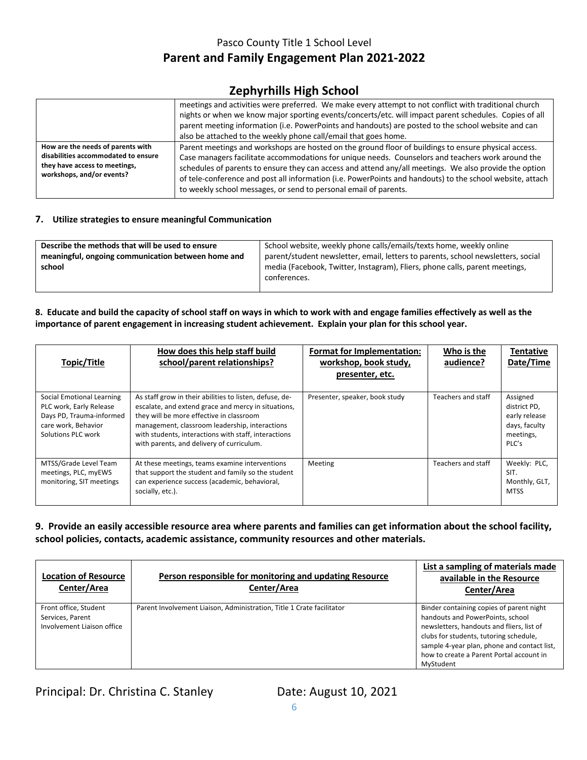# Pasco County Title 1 School Level
## Parent and Family Engagement Plan 2021-2022

## Zephyrhills High School

| | |
|---|---|
| | meetings and activities were preferred. We make every attempt to not conflict with traditional church nights or when we know major sporting events/concerts/etc. will impact parent schedules. Copies of all parent meeting information (i.e. PowerPoints and handouts) are posted to the school website and can also be attached to the weekly phone call/email that goes home. |
| **How are the needs of parents with disabilities accommodated to ensure they have access to meetings, workshops, and/or events?** | Parent meetings and workshops are hosted on the ground floor of buildings to ensure physical access. Case managers facilitate accommodations for unique needs. Counselors and teachers work around the schedules of parents to ensure they can access and attend any/all meetings. We also provide the option of tele-conference and post all information (i.e. PowerPoints and handouts) to the school website, attach to weekly school messages, or send to personal email of parents. |

### 7. Utilize strategies to ensure meaningful Communication

| | |
|---|---|
| **Describe the methods that will be used to ensure meaningful, ongoing communication between home and school** | School website, weekly phone calls/emails/texts home, weekly online parent/student newsletter, email, letters to parents, school newsletters, social media (Facebook, Twitter, Instagram), Fliers, phone calls, parent meetings, conferences. |

### 8. Educate and build the capacity of school staff on ways in which to work with and engage families effectively as well as the importance of parent engagement in increasing student achievement. Explain your plan for this school year.

| Topic/Title | How does this help staff build school/parent relationships? | Format for Implementation: workshop, book study, presenter, etc. | Who is the audience? | Tentative Date/Time |
|---|---|---|---|---|
| Social Emotional Learning PLC work, Early Release Days PD, Trauma-informed care work, Behavior Solutions PLC work | As staff grow in their abilities to listen, defuse, de-escalate, and extend grace and mercy in situations, they will be more effective in classroom management, classroom leadership, interactions with students, interactions with staff, interactions with parents, and delivery of curriculum. | Presenter, speaker, book study | Teachers and staff | Assigned district PD, early release days, faculty meetings, PLC's |
| MTSS/Grade Level Team meetings, PLC, myEWS monitoring, SIT meetings | At these meetings, teams examine interventions that support the student and family so the student can experience success (academic, behavioral, socially, etc.). | Meeting | Teachers and staff | Weekly: PLC, SIT. Monthly, GLT, MTSS |

### 9. Provide an easily accessible resource area where parents and families can get information about the school facility, school policies, contacts, academic assistance, community resources and other materials.

| Location of Resource Center/Area | Person responsible for monitoring and updating Resource Center/Area | List a sampling of materials made available in the Resource Center/Area |
|---|---|---|
| Front office, Student Services, Parent Involvement Liaison office | Parent Involvement Liaison, Administration, Title 1 Crate facilitator | Binder containing copies of parent night handouts and PowerPoints, school newsletters, handouts and fliers, list of clubs for students, tutoring schedule, sample 4-year plan, phone and contact list, how to create a Parent Portal account in MyStudent |

Principal: Dr. Christina C. Stanley Date: August 10, 2021